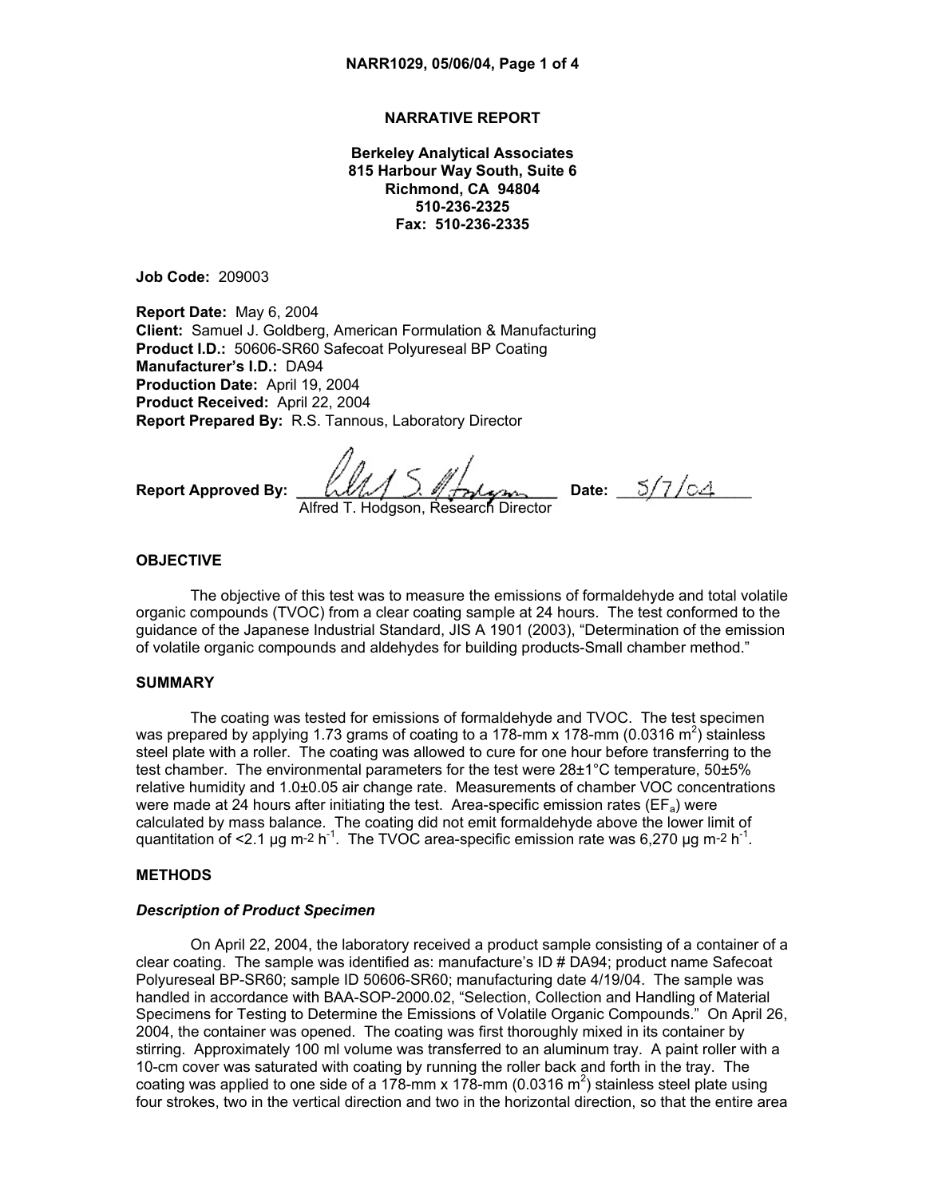# NARRATIVE REPORT

**Berkeley Analytical Associates**
**815 Harbour Way South, Suite 6**
**Richmond, CA 94804**
**510-236-2325**
**Fax: 510-236-2335**

**Job Code:** 209003

**Report Date:** May 6, 2004
**Client:** Samuel J. Goldberg, American Formulation & Manufacturing
**Product I.D.:** 50606-SR60 Safecoat Polyureseal BP Coating
**Manufacturer's I.D.:** DA94
**Production Date:** April 19, 2004
**Product Received:** April 22, 2004
**Report Prepared By:** R.S. Tannous, Laboratory Director

**Report Approved By:** Alfred T. Hodgson, Research Director **Date:** 5/7/04

## OBJECTIVE

The objective of this test was to measure the emissions of formaldehyde and total volatile organic compounds (TVOC) from a clear coating sample at 24 hours. The test conformed to the guidance of the Japanese Industrial Standard, JIS A 1901 (2003), "Determination of the emission of volatile organic compounds and aldehydes for building products-Small chamber method."

## SUMMARY

The coating was tested for emissions of formaldehyde and TVOC. The test specimen was prepared by applying 1.73 grams of coating to a 178-mm x 178-mm (0.0316 $m^2$) stainless steel plate with a roller. The coating was allowed to cure for one hour before transferring to the test chamber. The environmental parameters for the test were 28±1°C temperature, 50±5% relative humidity and 1.0±0.05 air change rate. Measurements of chamber VOC concentrations were made at 24 hours after initiating the test. Area-specific emission rates ($EF_a$) were calculated by mass balance. The coating did not emit formaldehyde above the lower limit of quantitation of <2.1 µg $m^{-2}$ $h^{-1}$. The TVOC area-specific emission rate was 6,270 µg $m^{-2}$ $h^{-1}$.

## METHODS

### *Description of Product Specimen*

On April 22, 2004, the laboratory received a product sample consisting of a container of a clear coating. The sample was identified as: manufacture's ID # DA94; product name Safecoat Polyureseal BP-SR60; sample ID 50606-SR60; manufacturing date 4/19/04. The sample was handled in accordance with BAA-SOP-2000.02, "Selection, Collection and Handling of Material Specimens for Testing to Determine the Emissions of Volatile Organic Compounds." On April 26, 2004, the container was opened. The coating was first thoroughly mixed in its container by stirring. Approximately 100 ml volume was transferred to an aluminum tray. A paint roller with a 10-cm cover was saturated with coating by running the roller back and forth in the tray. The coating was applied to one side of a 178-mm x 178-mm (0.0316 $m^2$) stainless steel plate using four strokes, two in the vertical direction and two in the horizontal direction, so that the entire area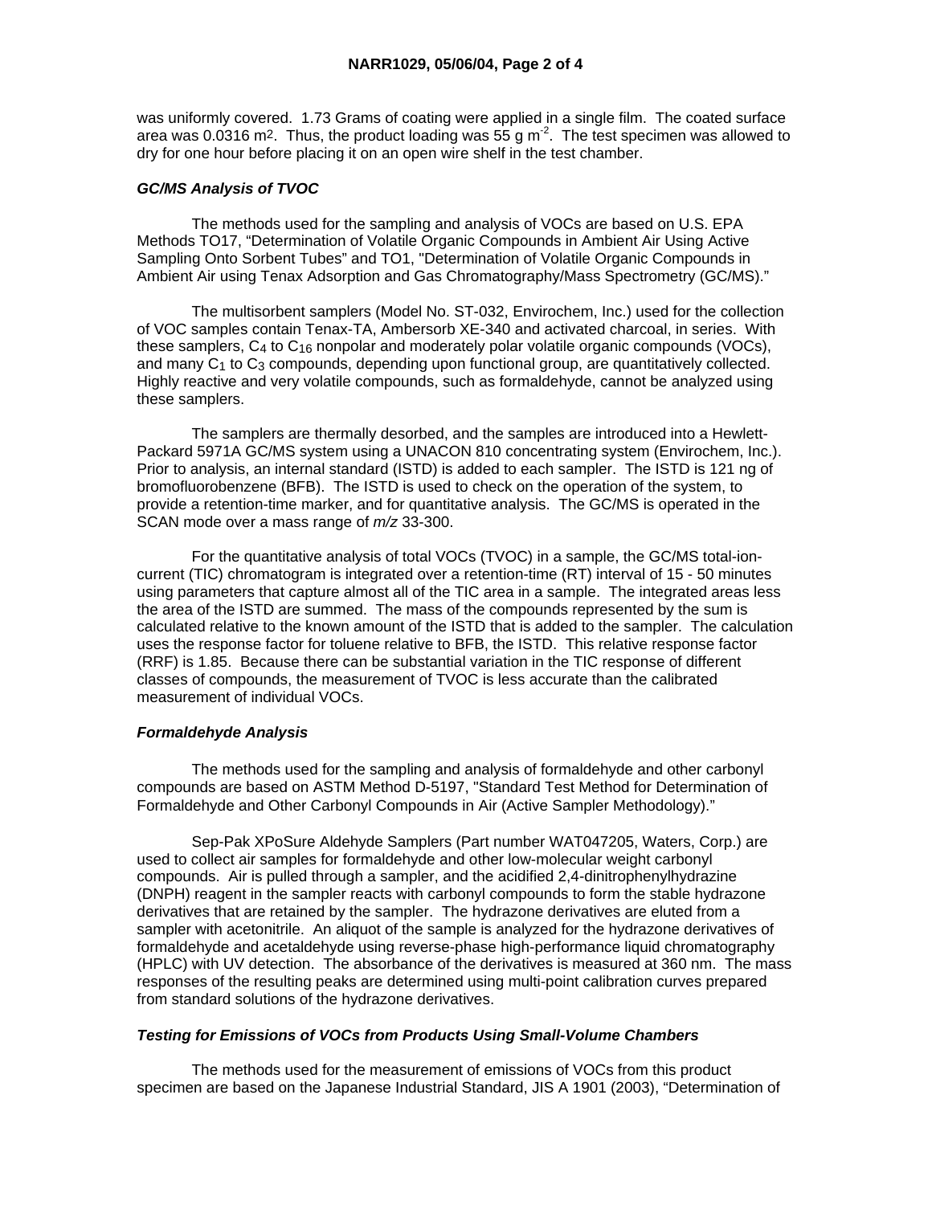was uniformly covered. 1.73 Grams of coating were applied in a single film. The coated surface area was 0.0316 $m^2$. Thus, the product loading was 55 g $m^{-2}$. The test specimen was allowed to dry for one hour before placing it on an open wire shelf in the test chamber.

### *GC/MS Analysis of TVOC*

The methods used for the sampling and analysis of VOCs are based on U.S. EPA Methods TO17, "Determination of Volatile Organic Compounds in Ambient Air Using Active Sampling Onto Sorbent Tubes" and TO1, "Determination of Volatile Organic Compounds in Ambient Air using Tenax Adsorption and Gas Chromatography/Mass Spectrometry (GC/MS)."

The multisorbent samplers (Model No. ST-032, Envirochem, Inc.) used for the collection of VOC samples contain Tenax-TA, Ambersorb XE-340 and activated charcoal, in series. With these samplers, $C_4$ to $C_{16}$ nonpolar and moderately polar volatile organic compounds (VOCs), and many $C_1$ to $C_3$ compounds, depending upon functional group, are quantitatively collected. Highly reactive and very volatile compounds, such as formaldehyde, cannot be analyzed using these samplers.

The samplers are thermally desorbed, and the samples are introduced into a Hewlett-Packard 5971A GC/MS system using a UNACON 810 concentrating system (Envirochem, Inc.). Prior to analysis, an internal standard (ISTD) is added to each sampler. The ISTD is 121 ng of bromofluorobenzene (BFB). The ISTD is used to check on the operation of the system, to provide a retention-time marker, and for quantitative analysis. The GC/MS is operated in the SCAN mode over a mass range of *m/z* 33-300.

For the quantitative analysis of total VOCs (TVOC) in a sample, the GC/MS total-ion-current (TIC) chromatogram is integrated over a retention-time (RT) interval of 15 - 50 minutes using parameters that capture almost all of the TIC area in a sample. The integrated areas less the area of the ISTD are summed. The mass of the compounds represented by the sum is calculated relative to the known amount of the ISTD that is added to the sampler. The calculation uses the response factor for toluene relative to BFB, the ISTD. This relative response factor (RRF) is 1.85. Because there can be substantial variation in the TIC response of different classes of compounds, the measurement of TVOC is less accurate than the calibrated measurement of individual VOCs.

### *Formaldehyde Analysis*

The methods used for the sampling and analysis of formaldehyde and other carbonyl compounds are based on ASTM Method D-5197, "Standard Test Method for Determination of Formaldehyde and Other Carbonyl Compounds in Air (Active Sampler Methodology)."

Sep-Pak XPoSure Aldehyde Samplers (Part number WAT047205, Waters, Corp.) are used to collect air samples for formaldehyde and other low-molecular weight carbonyl compounds. Air is pulled through a sampler, and the acidified 2,4-dinitrophenylhydrazine (DNPH) reagent in the sampler reacts with carbonyl compounds to form the stable hydrazone derivatives that are retained by the sampler. The hydrazone derivatives are eluted from a sampler with acetonitrile. An aliquot of the sample is analyzed for the hydrazone derivatives of formaldehyde and acetaldehyde using reverse-phase high-performance liquid chromatography (HPLC) with UV detection. The absorbance of the derivatives is measured at 360 nm. The mass responses of the resulting peaks are determined using multi-point calibration curves prepared from standard solutions of the hydrazone derivatives.

### *Testing for Emissions of VOCs from Products Using Small-Volume Chambers*

The methods used for the measurement of emissions of VOCs from this product specimen are based on the Japanese Industrial Standard, JIS A 1901 (2003), "Determination of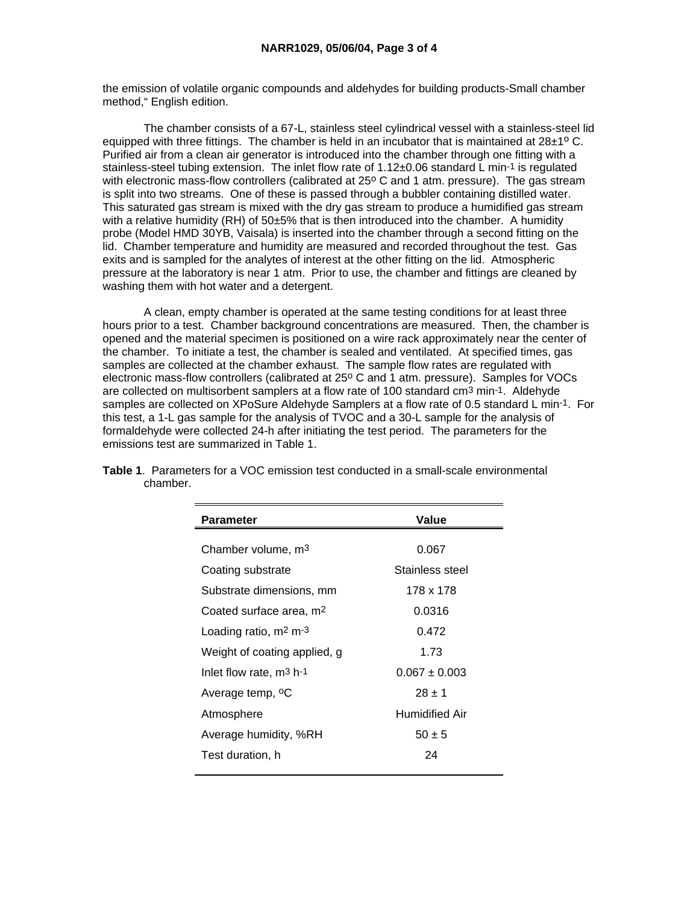the emission of volatile organic compounds and aldehydes for building products-Small chamber method," English edition.

The chamber consists of a 67-L, stainless steel cylindrical vessel with a stainless-steel lid equipped with three fittings. The chamber is held in an incubator that is maintained at 28±1º C. Purified air from a clean air generator is introduced into the chamber through one fitting with a stainless-steel tubing extension. The inlet flow rate of 1.12±0.06 standard L $min^{-1}$ is regulated with electronic mass-flow controllers (calibrated at 25º C and 1 atm. pressure). The gas stream is split into two streams. One of these is passed through a bubbler containing distilled water. This saturated gas stream is mixed with the dry gas stream to produce a humidified gas stream with a relative humidity (RH) of 50±5% that is then introduced into the chamber. A humidity probe (Model HMD 30YB, Vaisala) is inserted into the chamber through a second fitting on the lid. Chamber temperature and humidity are measured and recorded throughout the test. Gas exits and is sampled for the analytes of interest at the other fitting on the lid. Atmospheric pressure at the laboratory is near 1 atm. Prior to use, the chamber and fittings are cleaned by washing them with hot water and a detergent.

A clean, empty chamber is operated at the same testing conditions for at least three hours prior to a test. Chamber background concentrations are measured. Then, the chamber is opened and the material specimen is positioned on a wire rack approximately near the center of the chamber. To initiate a test, the chamber is sealed and ventilated. At specified times, gas samples are collected at the chamber exhaust. The sample flow rates are regulated with electronic mass-flow controllers (calibrated at 25º C and 1 atm. pressure). Samples for VOCs are collected on multisorbent samplers at a flow rate of 100 standard $cm^3$ $min^{-1}$. Aldehyde samples are collected on XPoSure Aldehyde Samplers at a flow rate of 0.5 standard L $min^{-1}$. For this test, a 1-L gas sample for the analysis of TVOC and a 30-L sample for the analysis of formaldehyde were collected 24-h after initiating the test period. The parameters for the emissions test are summarized in Table 1.

**Table 1**. Parameters for a VOC emission test conducted in a small-scale environmental chamber.

| Parameter | Value |
|---|---|
| Chamber volume, $m^3$ | 0.067 |
| Coating substrate | Stainless steel |
| Substrate dimensions, mm | 178 x 178 |
| Coated surface area, $m^2$ | 0.0316 |
| Loading ratio, $m^2$ $m^{-3}$ | 0.472 |
| Weight of coating applied, g | 1.73 |
| Inlet flow rate, $m^3$ $h^{-1}$ | 0.067 ± 0.003 |
| Average temp, ºC | 28 ± 1 |
| Atmosphere | Humidified Air |
| Average humidity, %RH | 50 ± 5 |
| Test duration, h | 24 |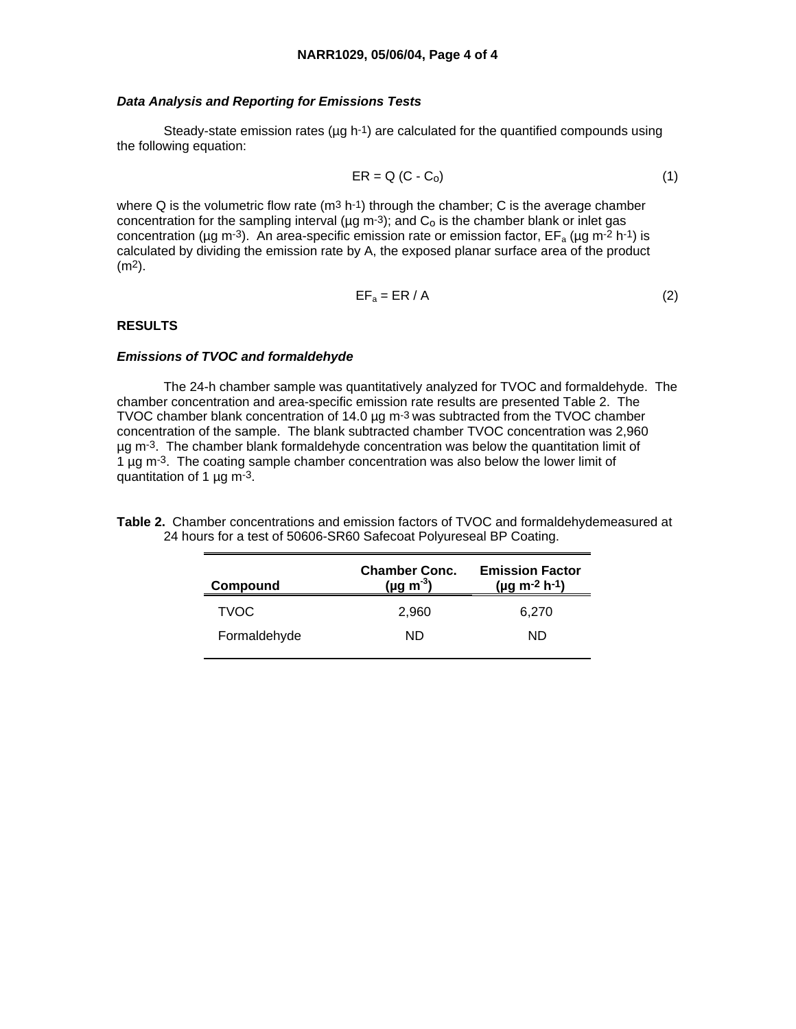### *Data Analysis and Reporting for Emissions Tests*

Steady-state emission rates (μg $h^{-1}$) are calculated for the quantified compounds using the following equation:

$$ER = Q\,(C - C_o) \qquad (1)$$

where Q is the volumetric flow rate ($m^3$ $h^{-1}$) through the chamber; C is the average chamber concentration for the sampling interval (μg $m^{-3}$); and $C_o$ is the chamber blank or inlet gas concentration (μg $m^{-3}$). An area-specific emission rate or emission factor, $EF_a$ (μg $m^{-2}$ $h^{-1}$) is calculated by dividing the emission rate by A, the exposed planar surface area of the product ($m^2$).

$$EF_a = ER / A \qquad (2)$$

## RESULTS

### *Emissions of TVOC and formaldehyde*

The 24-h chamber sample was quantitatively analyzed for TVOC and formaldehyde. The chamber concentration and area-specific emission rate results are presented Table 2. The TVOC chamber blank concentration of 14.0 μg $m^{-3}$ was subtracted from the TVOC chamber concentration of the sample. The blank subtracted chamber TVOC concentration was 2,960 μg $m^{-3}$. The chamber blank formaldehyde concentration was below the quantitation limit of 1 μg $m^{-3}$. The coating sample chamber concentration was also below the lower limit of quantitation of 1 μg $m^{-3}$.

**Table 2.** Chamber concentrations and emission factors of TVOC and formaldehydemeasured at 24 hours for a test of 50606-SR60 Safecoat Polyureseal BP Coating.

| Compound | Chamber Conc. (μg $m^{-3}$) | Emission Factor (μg $m^{-2}$ $h^{-1}$) |
|---|---|---|
| TVOC | 2,960 | 6,270 |
| Formaldehyde | ND | ND |